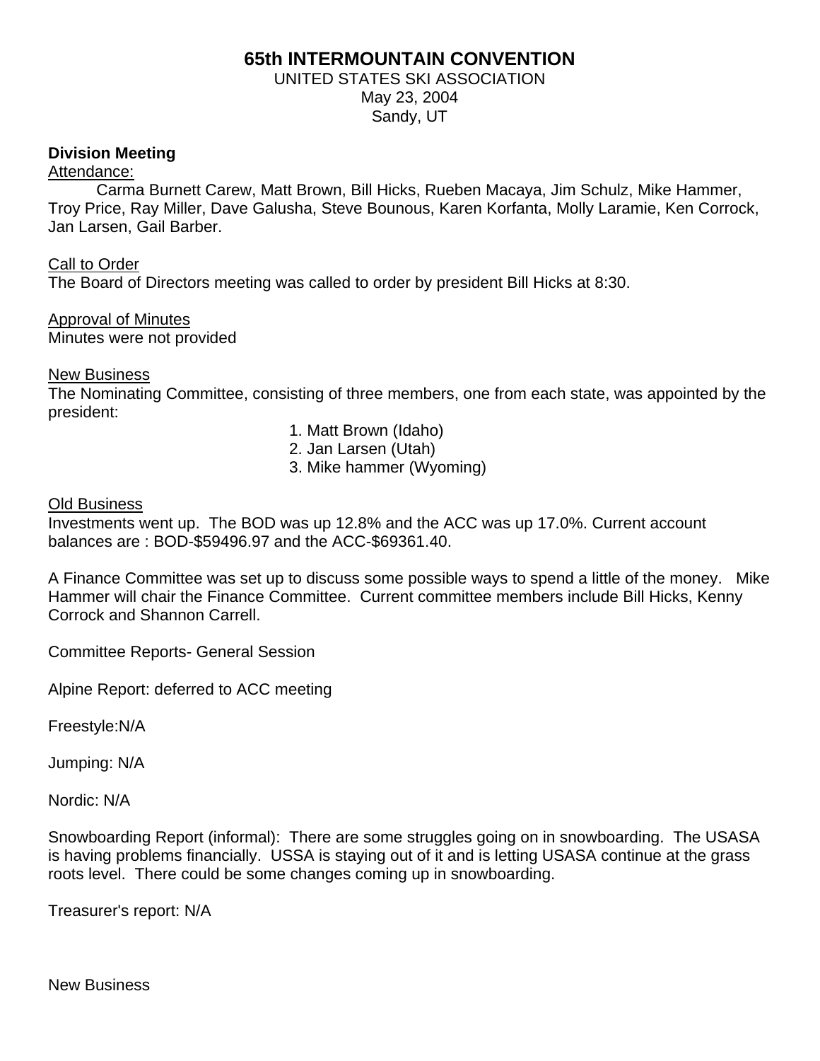# 65th INTERMOUNTAIN CONVENTION

UNITED STATES SKI ASSOCIATION
May 23, 2004
Sandy, UT

**Division Meeting**

Attendance:

Carma Burnett Carew, Matt Brown, Bill Hicks, Rueben Macaya, Jim Schulz, Mike Hammer, Troy Price, Ray Miller, Dave Galusha, Steve Bounous, Karen Korfanta, Molly Laramie, Ken Corrock, Jan Larsen, Gail Barber.

Call to Order

The Board of Directors meeting was called to order by president Bill Hicks at 8:30.

Approval of Minutes

Minutes were not provided

New Business

The Nominating Committee, consisting of three members, one from each state, was appointed by the president:

1. Matt Brown (Idaho)
2. Jan Larsen (Utah)
3. Mike hammer (Wyoming)

Old Business

Investments went up. The BOD was up 12.8% and the ACC was up 17.0%. Current account balances are : BOD-$59496.97 and the ACC-$69361.40.

A Finance Committee was set up to discuss some possible ways to spend a little of the money. Mike Hammer will chair the Finance Committee. Current committee members include Bill Hicks, Kenny Corrock and Shannon Carrell.

Committee Reports- General Session

Alpine Report: deferred to ACC meeting

Freestyle:N/A

Jumping: N/A

Nordic: N/A

Snowboarding Report (informal): There are some struggles going on in snowboarding. The USASA is having problems financially. USSA is staying out of it and is letting USASA continue at the grass roots level. There could be some changes coming up in snowboarding.

Treasurer's report: N/A

New Business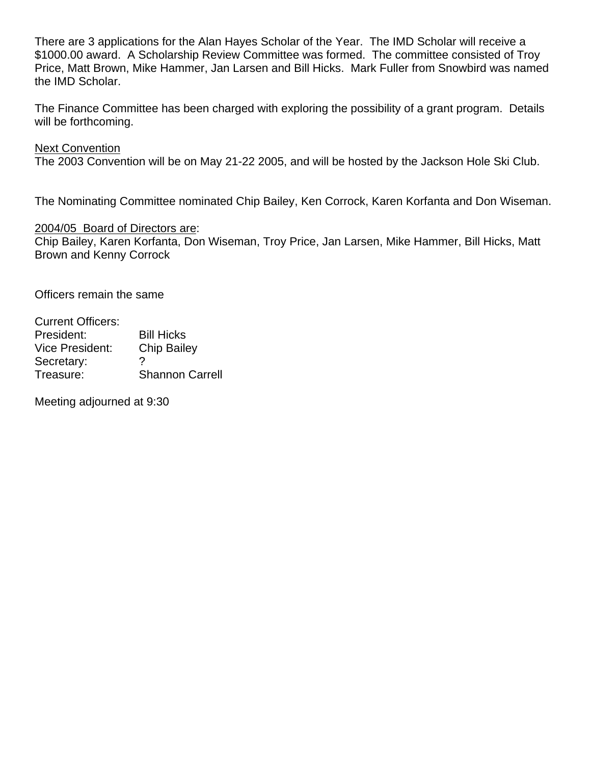There are 3 applications for the Alan Hayes Scholar of the Year. The IMD Scholar will receive a $1000.00 award. A Scholarship Review Committee was formed. The committee consisted of Troy Price, Matt Brown, Mike Hammer, Jan Larsen and Bill Hicks. Mark Fuller from Snowbird was named the IMD Scholar.

The Finance Committee has been charged with exploring the possibility of a grant program. Details will be forthcoming.

<u>Next Convention</u>
The 2003 Convention will be on May 21-22 2005, and will be hosted by the Jackson Hole Ski Club.

The Nominating Committee nominated Chip Bailey, Ken Corrock, Karen Korfanta and Don Wiseman.

<u>2004/05 Board of Directors are</u>:
Chip Bailey, Karen Korfanta, Don Wiseman, Troy Price, Jan Larsen, Mike Hammer, Bill Hicks, Matt Brown and Kenny Corrock

Officers remain the same

Current Officers:

| | |
|---|---|
| President: | Bill Hicks |
| Vice President: | Chip Bailey |
| Secretary: | ? |
| Treasure: | Shannon Carrell |

Meeting adjourned at 9:30